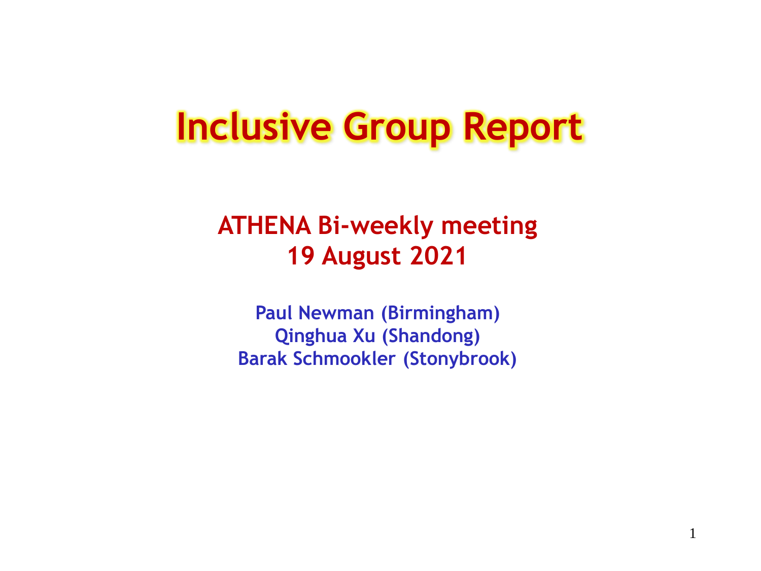# Inclusive Group Report

## ATHENA Bi-weekly meeting
## 19 August 2021

**Paul Newman (Birmingham)**
**Qinghua Xu (Shandong)**
**Barak Schmookler (Stonybrook)**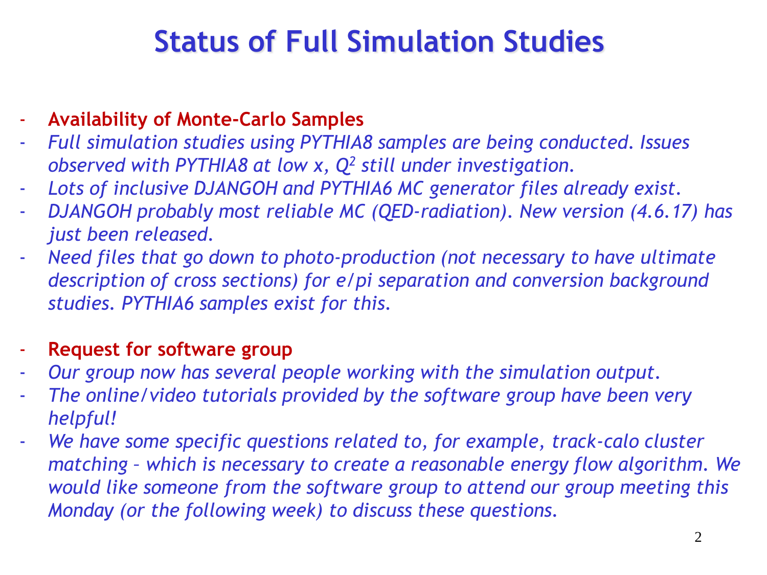# Status of Full Simulation Studies

- **Availability of Monte-Carlo Samples**
- *Full simulation studies using PYTHIA8 samples are being conducted. Issues observed with PYTHIA8 at low x, $Q^2$ still under investigation.*
- *Lots of inclusive DJANGOH and PYTHIA6 MC generator files already exist.*
- *DJANGOH probably most reliable MC (QED-radiation). New version (4.6.17) has just been released.*
- *Need files that go down to photo-production (not necessary to have ultimate description of cross sections) for e/pi separation and conversion background studies. PYTHIA6 samples exist for this.*

- **Request for software group**
- *Our group now has several people working with the simulation output.*
- *The online/video tutorials provided by the software group have been very helpful!*
- *We have some specific questions related to, for example, track-calo cluster matching – which is necessary to create a reasonable energy flow algorithm. We would like someone from the software group to attend our group meeting this Monday (or the following week) to discuss these questions.*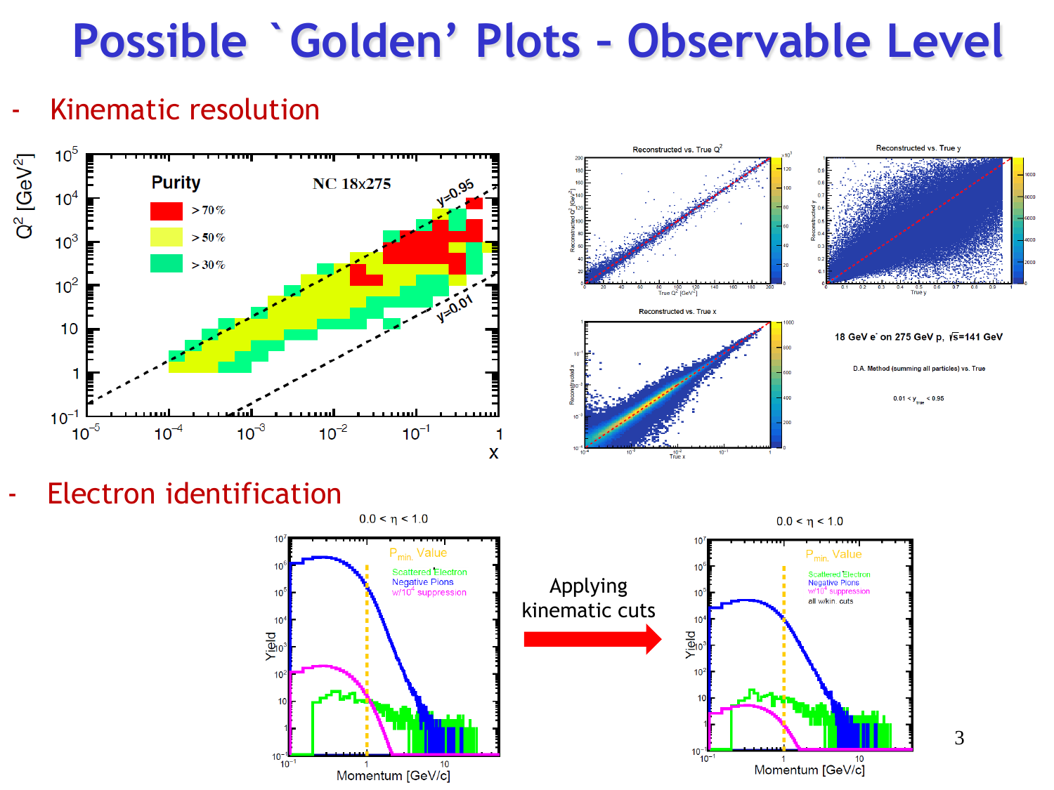# Possible 'Golden' Plots – Observable Level

- Kinematic resolution

18 GeV e⁻ on 275 GeV p, $\sqrt{s}$=141 GeV

D.A. Method (summing all particles) vs. True

$0.01 < y_{true} < 0.95$

- Electron identification

Applying kinematic cuts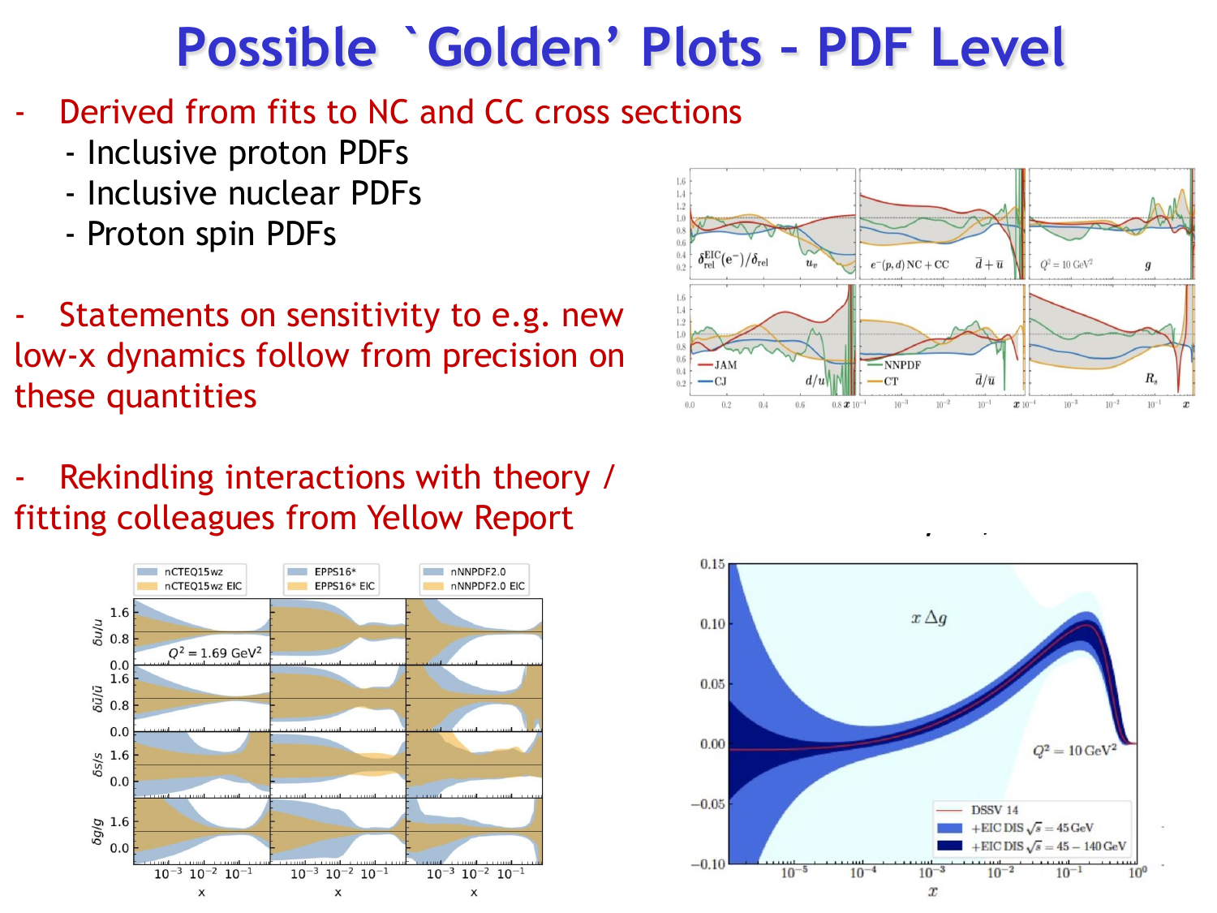# Possible `Golden' Plots – PDF Level

- Derived from fits to NC and CC cross sections
  - Inclusive proton PDFs
  - Inclusive nuclear PDFs
  - Proton spin PDFs

- Statements on sensitivity to e.g. new low-x dynamics follow from precision on these quantities

- Rekindling interactions with theory / fitting colleagues from Yellow Report

$\delta^{EIC}_{rel}(e^-)/\delta_{rel}$

$u_v$

$e^-(p,d)$ NC + CC

$\bar{d}+\bar{u}$

$Q^2 = 10$ GeV$^2$

$g$

JAM

CJ

$d/u$

NNPDF

CT

$\bar{d}/\bar{u}$

$R_s$

$x$

nCTEQ15wz

nCTEQ15wz EIC

EPPS16*

EPPS16* EIC

nNNPDF2.0

nNNPDF2.0 EIC

$Q^2 = 1.69$ GeV$^2$

$\delta u/u$

$\delta\bar{u}/\bar{u}$

$\delta s/s$

$\delta g/g$

$x$

$x\Delta g$

$Q^2 = 10$ GeV$^2$

DSSV 14

+EIC DIS $\sqrt{s} = 45$ GeV

+EIC DIS $\sqrt{s} = 45 - 140$ GeV

$x$